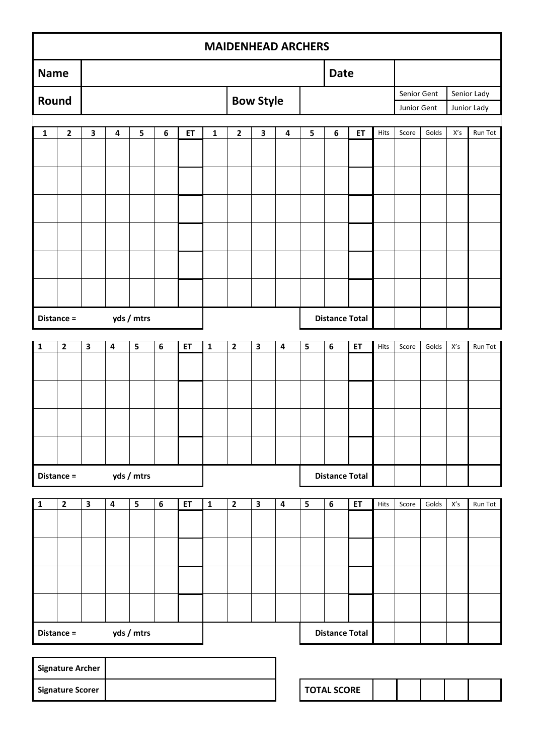# MAIDENHEAD ARCHERS

| Name | | Date | |
|---|---|---|---|
| Round | | Bow Style | | Senior Gent / Junior Gent | Senior Lady / Junior Lady |

| 1 | 2 | 3 | 4 | 5 | 6 | ET | 1 | 2 | 3 | 4 | 5 | 6 | ET | Hits | Score | Golds | X's | Run Tot |
|---|---|---|---|---|---|---|---|---|---|---|---|---|---|---|---|---|---|---|
| | | | | | | | | | | | | | | | | | | |
| | | | | | | | | | | | | | | | | | | |
| | | | | | | | | | | | | | | | | | | |
| | | | | | | | | | | | | | | | | | | |
| | | | | | | | | | | | | | | | | | | |
| | | | | | | | | | | | | | | | | | | |
| **Distance =** | | | | **yds / mtrs** | | | | | | | **Distance Total** | | | | | | | |

| 1 | 2 | 3 | 4 | 5 | 6 | ET | 1 | 2 | 3 | 4 | 5 | 6 | ET | Hits | Score | Golds | X's | Run Tot |
|---|---|---|---|---|---|---|---|---|---|---|---|---|---|---|---|---|---|---|
| | | | | | | | | | | | | | | | | | | |
| | | | | | | | | | | | | | | | | | | |
| | | | | | | | | | | | | | | | | | | |
| | | | | | | | | | | | | | | | | | | |
| **Distance =** | | | | **yds / mtrs** | | | | | | | **Distance Total** | | | | | | | |

| 1 | 2 | 3 | 4 | 5 | 6 | ET | 1 | 2 | 3 | 4 | 5 | 6 | ET | Hits | Score | Golds | X's | Run Tot |
|---|---|---|---|---|---|---|---|---|---|---|---|---|---|---|---|---|---|---|
| | | | | | | | | | | | | | | | | | | |
| | | | | | | | | | | | | | | | | | | |
| | | | | | | | | | | | | | | | | | | |
| | | | | | | | | | | | | | | | | | | |
| **Distance =** | | | | **yds / mtrs** | | | | | | | **Distance Total** | | | | | | | |

| Signature Archer | |
|---|---|
| Signature Scorer | |

| TOTAL SCORE | | | | | |
|---|---|---|---|---|---|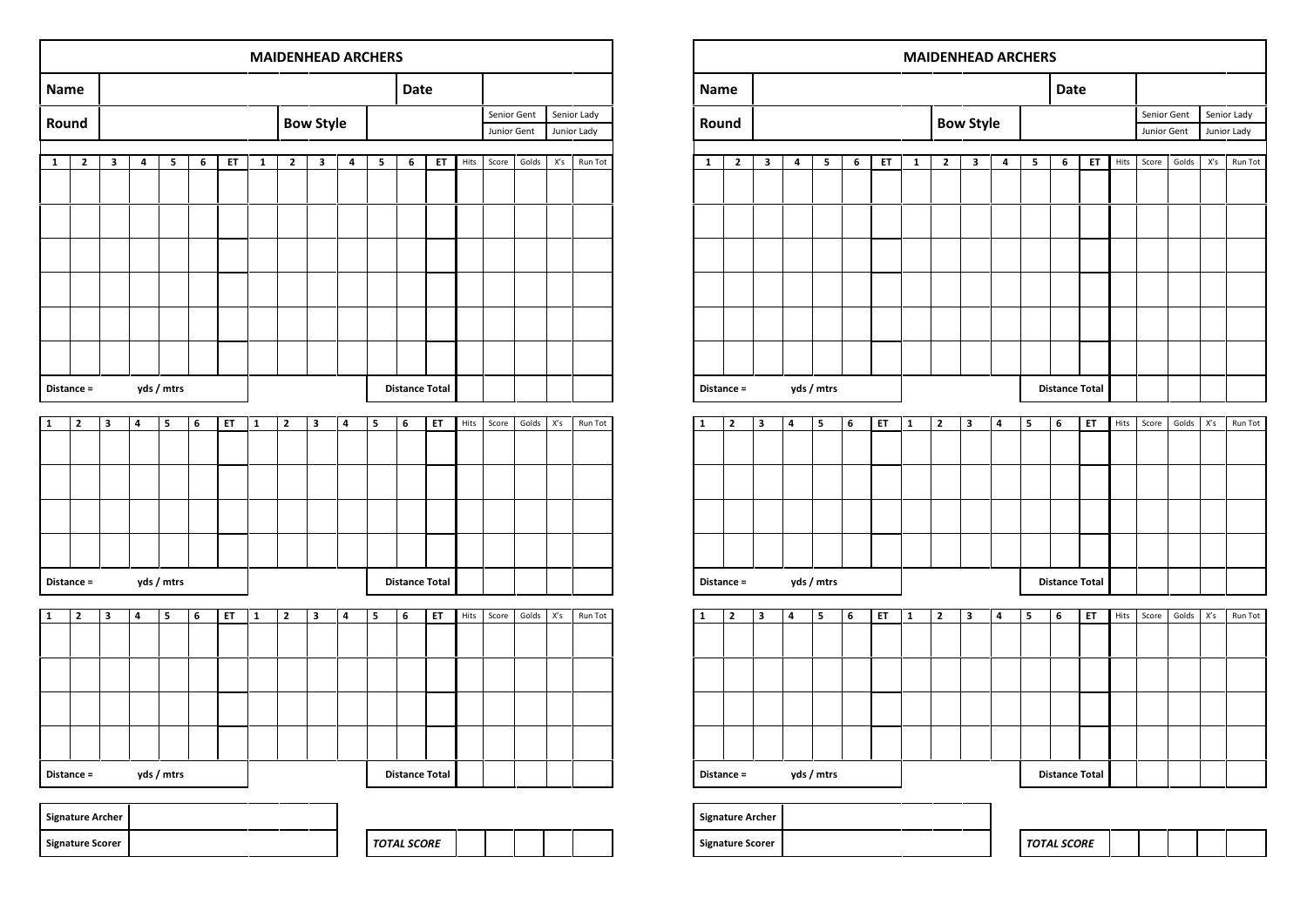# MAIDENHEAD ARCHERS

| **Name** | | **Date** | |
|---|---|---|---|
| **Round** | | **Bow Style** | |

| Senior Gent | Senior Lady |
|---|---|
| Junior Gent | Junior Lady |

| 1 | 2 | 3 | 4 | 5 | 6 | ET | 1 | 2 | 3 | 4 | 5 | 6 | ET | Hits | Score | Golds | X's | Run Tot |
|---|---|---|---|---|---|---|---|---|---|---|---|---|---|---|---|---|---|---|
| | | | | | | | | | | | | | | | | | | |
| | | | | | | | | | | | | | | | | | | |
| | | | | | | | | | | | | | | | | | | |
| | | | | | | | | | | | | | | | | | | |
| | | | | | | | | | | | | | | | | | | |
| | | | | | | | | | | | | | | | | | | |
| **Distance =** | | | **yds / mtrs** | | | | | | | | **Distance Total** | | | | | | | |

| 1 | 2 | 3 | 4 | 5 | 6 | ET | 1 | 2 | 3 | 4 | 5 | 6 | ET | Hits | Score | Golds | X's | Run Tot |
|---|---|---|---|---|---|---|---|---|---|---|---|---|---|---|---|---|---|---|
| | | | | | | | | | | | | | | | | | | |
| | | | | | | | | | | | | | | | | | | |
| | | | | | | | | | | | | | | | | | | |
| | | | | | | | | | | | | | | | | | | |
| **Distance =** | | | **yds / mtrs** | | | | | | | | **Distance Total** | | | | | | | |

| 1 | 2 | 3 | 4 | 5 | 6 | ET | 1 | 2 | 3 | 4 | 5 | 6 | ET | Hits | Score | Golds | X's | Run Tot |
|---|---|---|---|---|---|---|---|---|---|---|---|---|---|---|---|---|---|---|
| | | | | | | | | | | | | | | | | | | |
| | | | | | | | | | | | | | | | | | | |
| | | | | | | | | | | | | | | | | | | |
| | | | | | | | | | | | | | | | | | | |
| **Distance =** | | | **yds / mtrs** | | | | | | | | **Distance Total** | | | | | | | |

| **Signature Archer** | |
|---|---|
| **Signature Scorer** | |

| ***TOTAL SCORE*** | | | | | |
|---|---|---|---|---|---|

# MAIDENHEAD ARCHERS

| **Name** | | **Date** | |
|---|---|---|---|
| **Round** | | **Bow Style** | |

| Senior Gent | Senior Lady |
|---|---|
| Junior Gent | Junior Lady |

| 1 | 2 | 3 | 4 | 5 | 6 | ET | 1 | 2 | 3 | 4 | 5 | 6 | ET | Hits | Score | Golds | X's | Run Tot |
|---|---|---|---|---|---|---|---|---|---|---|---|---|---|---|---|---|---|---|
| | | | | | | | | | | | | | | | | | | |
| | | | | | | | | | | | | | | | | | | |
| | | | | | | | | | | | | | | | | | | |
| | | | | | | | | | | | | | | | | | | |
| | | | | | | | | | | | | | | | | | | |
| | | | | | | | | | | | | | | | | | | |
| **Distance =** | | | **yds / mtrs** | | | | | | | | **Distance Total** | | | | | | | |

| 1 | 2 | 3 | 4 | 5 | 6 | ET | 1 | 2 | 3 | 4 | 5 | 6 | ET | Hits | Score | Golds | X's | Run Tot |
|---|---|---|---|---|---|---|---|---|---|---|---|---|---|---|---|---|---|---|
| | | | | | | | | | | | | | | | | | | |
| | | | | | | | | | | | | | | | | | | |
| | | | | | | | | | | | | | | | | | | |
| | | | | | | | | | | | | | | | | | | |
| **Distance =** | | | **yds / mtrs** | | | | | | | | **Distance Total** | | | | | | | |

| 1 | 2 | 3 | 4 | 5 | 6 | ET | 1 | 2 | 3 | 4 | 5 | 6 | ET | Hits | Score | Golds | X's | Run Tot |
|---|---|---|---|---|---|---|---|---|---|---|---|---|---|---|---|---|---|---|
| | | | | | | | | | | | | | | | | | | |
| | | | | | | | | | | | | | | | | | | |
| | | | | | | | | | | | | | | | | | | |
| | | | | | | | | | | | | | | | | | | |
| **Distance =** | | | **yds / mtrs** | | | | | | | | **Distance Total** | | | | | | | |

| **Signature Archer** | |
|---|---|
| **Signature Scorer** | |

| ***TOTAL SCORE*** | | | | | |
|---|---|---|---|---|---|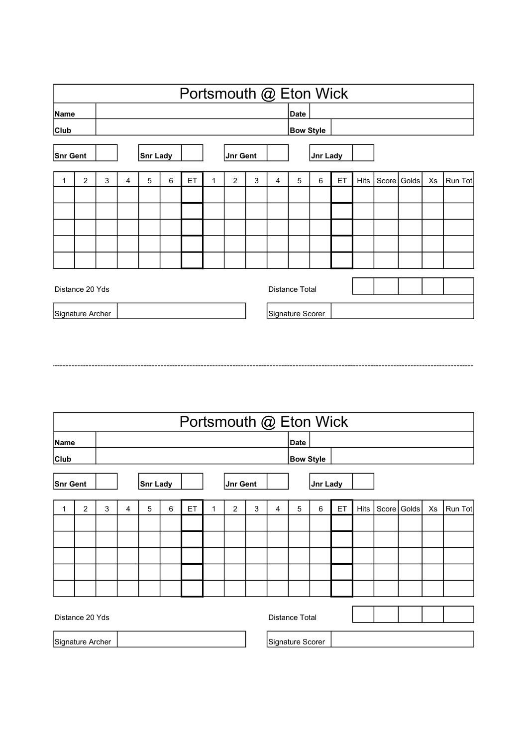# Portsmouth @ Eton Wick

| **Name** | | **Date** | |
|---|---|---|---|
| **Club** | | **Bow Style** | |

| **Snr Gent** | | **Snr Lady** | | **Jnr Gent** | | **Jnr Lady** | |
|---|---|---|---|---|---|---|---|

| 1 | 2 | 3 | 4 | 5 | 6 | ET | 1 | 2 | 3 | 4 | 5 | 6 | ET | Hits | Score | Golds | Xs | Run Tot |
|---|---|---|---|---|---|---|---|---|---|---|---|---|---|---|---|---|---|---|
| | | | | | | | | | | | | | | | | | | |
| | | | | | | | | | | | | | | | | | | |
| | | | | | | | | | | | | | | | | | | |
| | | | | | | | | | | | | | | | | | | |
| | | | | | | | | | | | | | | | | | | |

Distance 20 Yds

| Distance Total | | | | | |
|---|---|---|---|---|---|

| Signature Archer | | Signature Scorer | |
|---|---|---|---|

---

# Portsmouth @ Eton Wick

| **Name** | | **Date** | |
|---|---|---|---|
| **Club** | | **Bow Style** | |

| **Snr Gent** | | **Snr Lady** | | **Jnr Gent** | | **Jnr Lady** | |
|---|---|---|---|---|---|---|---|

| 1 | 2 | 3 | 4 | 5 | 6 | ET | 1 | 2 | 3 | 4 | 5 | 6 | ET | Hits | Score | Golds | Xs | Run Tot |
|---|---|---|---|---|---|---|---|---|---|---|---|---|---|---|---|---|---|---|
| | | | | | | | | | | | | | | | | | | |
| | | | | | | | | | | | | | | | | | | |
| | | | | | | | | | | | | | | | | | | |
| | | | | | | | | | | | | | | | | | | |
| | | | | | | | | | | | | | | | | | | |

Distance 20 Yds

| Distance Total | | | | | |
|---|---|---|---|---|---|

| Signature Archer | | Signature Scorer | |
|---|---|---|---|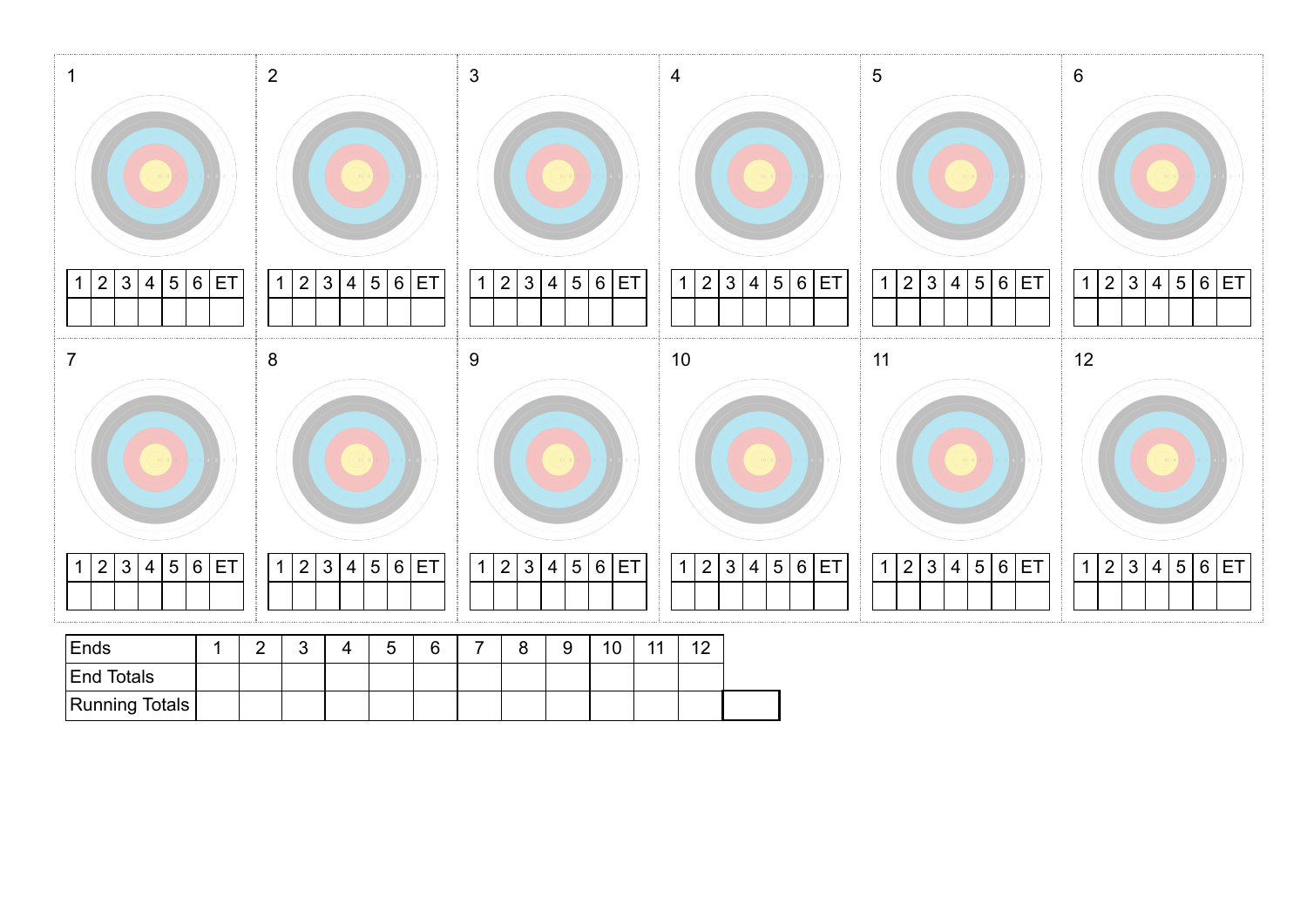1

| 1 | 2 | 3 | 4 | 5 | 6 | ET |
|---|---|---|---|---|---|---|
| | | | | | | |

2

| 1 | 2 | 3 | 4 | 5 | 6 | ET |
|---|---|---|---|---|---|---|
| | | | | | | |

3

| 1 | 2 | 3 | 4 | 5 | 6 | ET |
|---|---|---|---|---|---|---|
| | | | | | | |

4

| 1 | 2 | 3 | 4 | 5 | 6 | ET |
|---|---|---|---|---|---|---|
| | | | | | | |

5

| 1 | 2 | 3 | 4 | 5 | 6 | ET |
|---|---|---|---|---|---|---|
| | | | | | | |

6

| 1 | 2 | 3 | 4 | 5 | 6 | ET |
|---|---|---|---|---|---|---|
| | | | | | | |

7

| 1 | 2 | 3 | 4 | 5 | 6 | ET |
|---|---|---|---|---|---|---|
| | | | | | | |

8

| 1 | 2 | 3 | 4 | 5 | 6 | ET |
|---|---|---|---|---|---|---|
| | | | | | | |

9

| 1 | 2 | 3 | 4 | 5 | 6 | ET |
|---|---|---|---|---|---|---|
| | | | | | | |

10

| 1 | 2 | 3 | 4 | 5 | 6 | ET |
|---|---|---|---|---|---|---|
| | | | | | | |

11

| 1 | 2 | 3 | 4 | 5 | 6 | ET |
|---|---|---|---|---|---|---|
| | | | | | | |

12

| 1 | 2 | 3 | 4 | 5 | 6 | ET |
|---|---|---|---|---|---|---|
| | | | | | | |

| Ends | 1 | 2 | 3 | 4 | 5 | 6 | 7 | 8 | 9 | 10 | 11 | 12 | |
|---|---|---|---|---|---|---|---|---|---|---|---|---|---|
| End Totals | | | | | | | | | | | | | |
| Running Totals | | | | | | | | | | | | | |